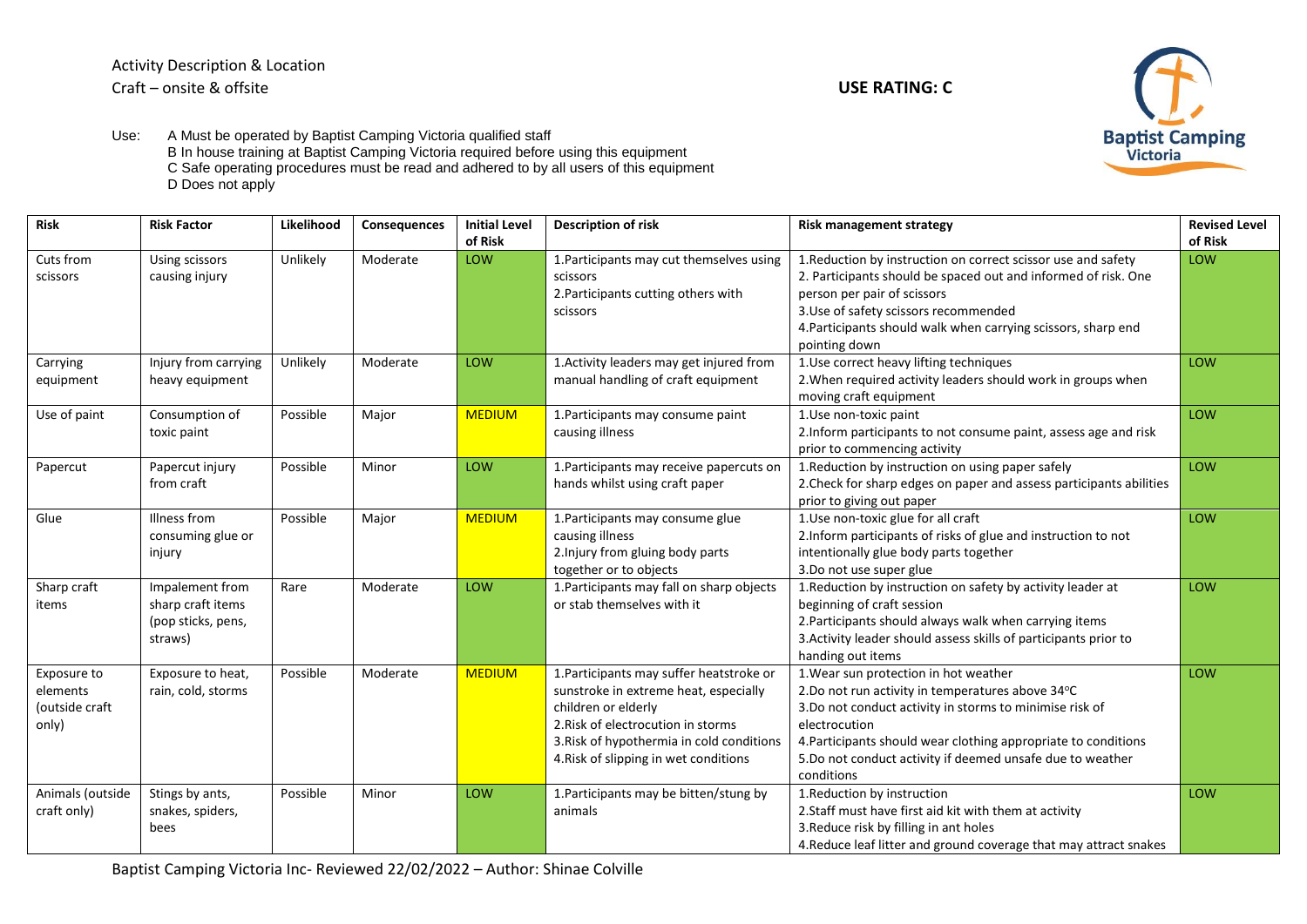Activity Description & Location

Craft – onsite & offsite

**USE RATING: C**

Use: A Must be operated by Baptist Camping Victoria qualified staff
B In house training at Baptist Camping Victoria required before using this equipment
C Safe operating procedures must be read and adhered to by all users of this equipment
D Does not apply

| Risk | Risk Factor | Likelihood | Consequences | Initial Level of Risk | Description of risk | Risk management strategy | Revised Level of Risk |
|---|---|---|---|---|---|---|---|
| Cuts from scissors | Using scissors causing injury | Unlikely | Moderate | LOW | 1.Participants may cut themselves using scissors<br>2.Participants cutting others with scissors | 1.Reduction by instruction on correct scissor use and safety<br>2. Participants should be spaced out and informed of risk. One person per pair of scissors<br>3.Use of safety scissors recommended<br>4.Participants should walk when carrying scissors, sharp end pointing down | LOW |
| Carrying equipment | Injury from carrying heavy equipment | Unlikely | Moderate | LOW | 1.Activity leaders may get injured from manual handling of craft equipment | 1.Use correct heavy lifting techniques<br>2.When required activity leaders should work in groups when moving craft equipment | LOW |
| Use of paint | Consumption of toxic paint | Possible | Major | MEDIUM | 1.Participants may consume paint causing illness | 1.Use non-toxic paint<br>2.Inform participants to not consume paint, assess age and risk prior to commencing activity | LOW |
| Papercut | Papercut injury from craft | Possible | Minor | LOW | 1.Participants may receive papercuts on hands whilst using craft paper | 1.Reduction by instruction on using paper safely<br>2.Check for sharp edges on paper and assess participants abilities prior to giving out paper | LOW |
| Glue | Illness from consuming glue or injury | Possible | Major | MEDIUM | 1.Participants may consume glue causing illness<br>2.Injury from gluing body parts together or to objects | 1.Use non-toxic glue for all craft<br>2.Inform participants of risks of glue and instruction to not intentionally glue body parts together<br>3.Do not use super glue | LOW |
| Sharp craft items | Impalement from sharp craft items (pop sticks, pens, straws) | Rare | Moderate | LOW | 1.Participants may fall on sharp objects or stab themselves with it | 1.Reduction by instruction on safety by activity leader at beginning of craft session<br>2.Participants should always walk when carrying items<br>3.Activity leader should assess skills of participants prior to handing out items | LOW |
| Exposure to elements (outside craft only) | Exposure to heat, rain, cold, storms | Possible | Moderate | MEDIUM | 1.Participants may suffer heatstroke or sunstroke in extreme heat, especially children or elderly<br>2.Risk of electrocution in storms<br>3.Risk of hypothermia in cold conditions<br>4.Risk of slipping in wet conditions | 1.Wear sun protection in hot weather<br>2.Do not run activity in temperatures above 34°C<br>3.Do not conduct activity in storms to minimise risk of electrocution<br>4.Participants should wear clothing appropriate to conditions<br>5.Do not conduct activity if deemed unsafe due to weather conditions | LOW |
| Animals (outside craft only) | Stings by ants, snakes, spiders, bees | Possible | Minor | LOW | 1.Participants may be bitten/stung by animals | 1.Reduction by instruction<br>2.Staff must have first aid kit with them at activity<br>3.Reduce risk by filling in ant holes<br>4.Reduce leaf litter and ground coverage that may attract snakes | LOW |

Baptist Camping Victoria Inc- Reviewed 22/02/2022 – Author: Shinae Colville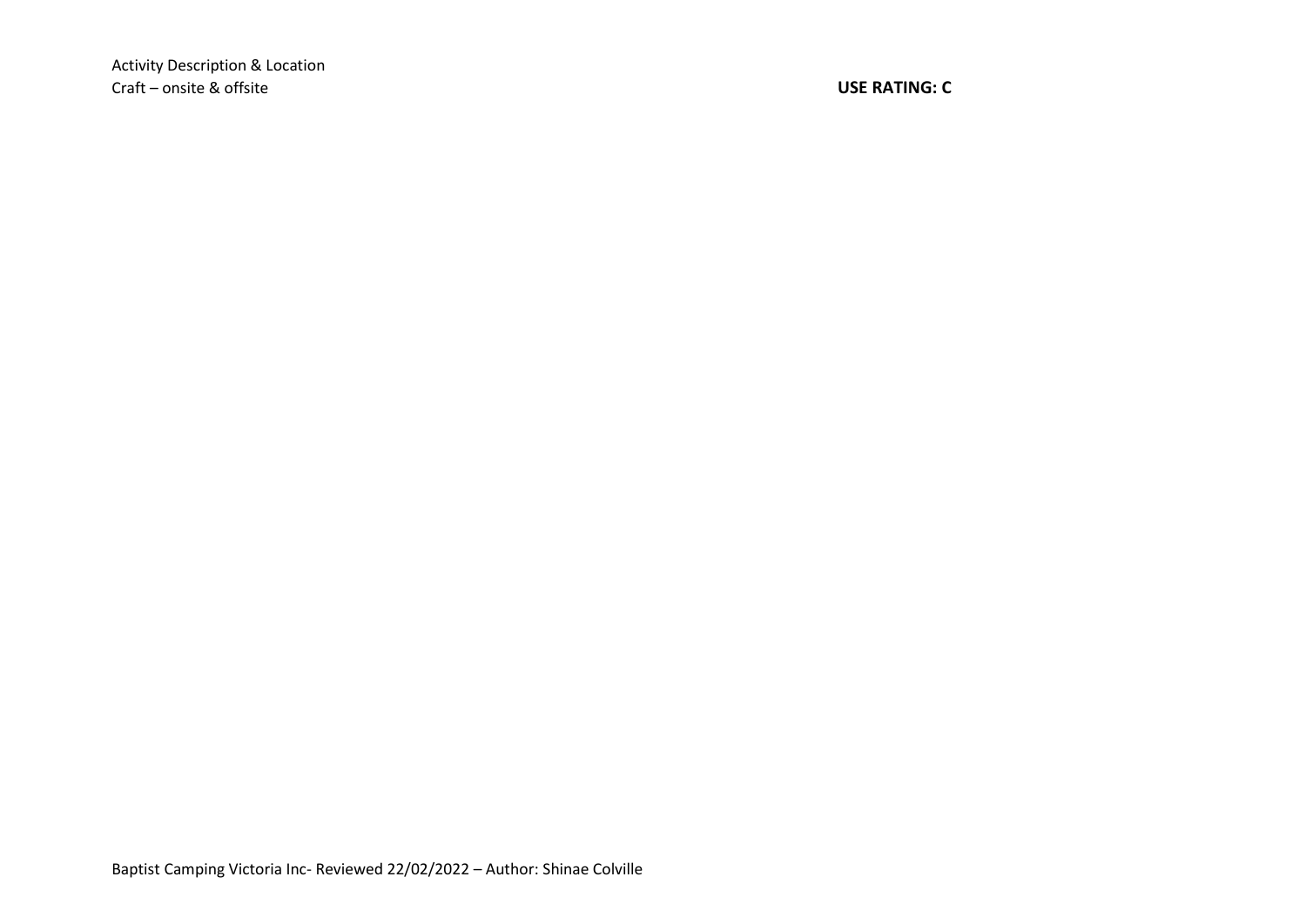Activity Description & Location
Craft – onsite & offsite

**USE RATING: C**